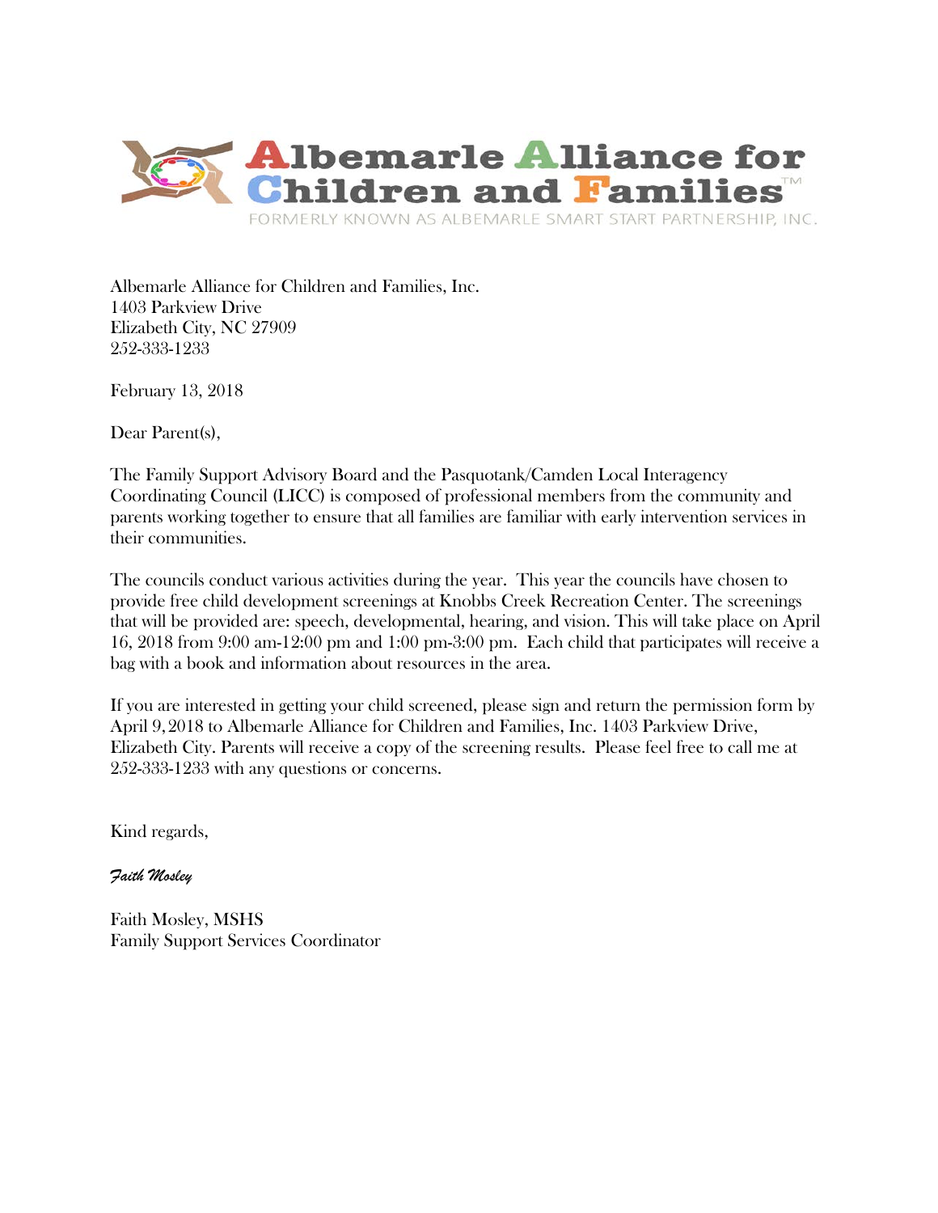# Albemarle Alliance for Children and Families™

FORMERLY KNOWN AS ALBEMARLE SMART START PARTNERSHIP, INC.

Albemarle Alliance for Children and Families, Inc.
1403 Parkview Drive
Elizabeth City, NC 27909
252-333-1233

February 13, 2018

Dear Parent(s),

The Family Support Advisory Board and the Pasquotank/Camden Local Interagency Coordinating Council (LICC) is composed of professional members from the community and parents working together to ensure that all families are familiar with early intervention services in their communities.

The councils conduct various activities during the year. This year the councils have chosen to provide free child development screenings at Knobbs Creek Recreation Center. The screenings that will be provided are: speech, developmental, hearing, and vision. This will take place on April 16, 2018 from 9:00 am-12:00 pm and 1:00 pm-3:00 pm. Each child that participates will receive a bag with a book and information about resources in the area.

If you are interested in getting your child screened, please sign and return the permission form by April 9, 2018 to Albemarle Alliance for Children and Families, Inc. 1403 Parkview Drive, Elizabeth City. Parents will receive a copy of the screening results. Please feel free to call me at 252-333-1233 with any questions or concerns.

Kind regards,

*Faith Mosley*

Faith Mosley, MSHS
Family Support Services Coordinator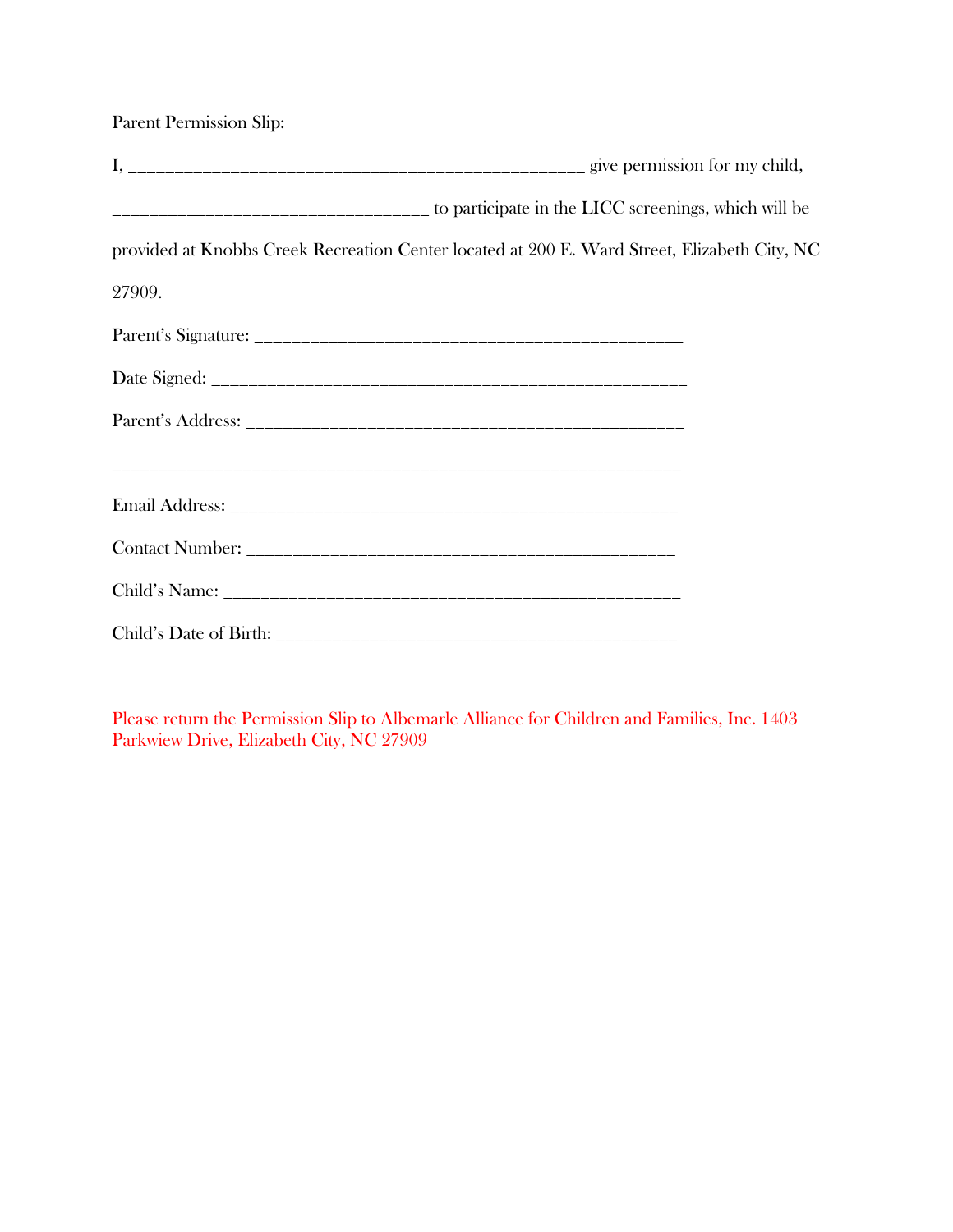Parent Permission Slip:

I, __________________________________________________ give permission for my child,

__________________________________ to participate in the LICC screenings, which will be provided at Knobbs Creek Recreation Center located at 200 E. Ward Street, Elizabeth City, NC 27909.

Parent's Signature: ______________________________________________

Date Signed: ___________________________________________________

Parent's Address: _______________________________________________

______________________________________________________________

Email Address: _________________________________________________

Contact Number: _______________________________________________

Child's Name: __________________________________________________

Child's Date of Birth: ___________________________________________

Please return the Permission Slip to Albemarle Alliance for Children and Families, Inc. 1403 Parkwiew Drive, Elizabeth City, NC 27909